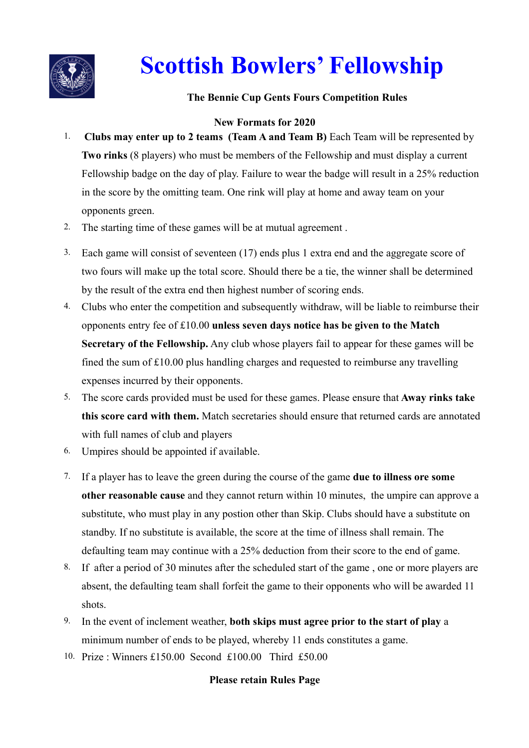# Scottish Bowlers' Fellowship

**The Bennie Cup Gents Fours Competition Rules**

**New Formats for 2020**

1. **Clubs may enter up to 2 teams (Team A and Team B)** Each Team will be represented by **Two rinks** (8 players) who must be members of the Fellowship and must display a current Fellowship badge on the day of play. Failure to wear the badge will result in a 25% reduction in the score by the omitting team. One rink will play at home and away team on your opponents green.
2. The starting time of these games will be at mutual agreement .
3. Each game will consist of seventeen (17) ends plus 1 extra end and the aggregate score of two fours will make up the total score. Should there be a tie, the winner shall be determined by the result of the extra end then highest number of scoring ends.
4. Clubs who enter the competition and subsequently withdraw, will be liable to reimburse their opponents entry fee of £10.00 **unless seven days notice has be given to the Match Secretary of the Fellowship.** Any club whose players fail to appear for these games will be fined the sum of £10.00 plus handling charges and requested to reimburse any travelling expenses incurred by their opponents.
5. The score cards provided must be used for these games. Please ensure that **Away rinks take this score card with them.** Match secretaries should ensure that returned cards are annotated with full names of club and players
6. Umpires should be appointed if available.
7. If a player has to leave the green during the course of the game **due to illness ore some other reasonable cause** and they cannot return within 10 minutes, the umpire can approve a substitute, who must play in any postion other than Skip. Clubs should have a substitute on standby. If no substitute is available, the score at the time of illness shall remain. The defaulting team may continue with a 25% deduction from their score to the end of game.
8. If after a period of 30 minutes after the scheduled start of the game , one or more players are absent, the defaulting team shall forfeit the game to their opponents who will be awarded 11 shots.
9. In the event of inclement weather, **both skips must agree prior to the start of play** a minimum number of ends to be played, whereby 11 ends constitutes a game.
10. Prize : Winners £150.00 Second £100.00 Third £50.00

**Please retain Rules Page**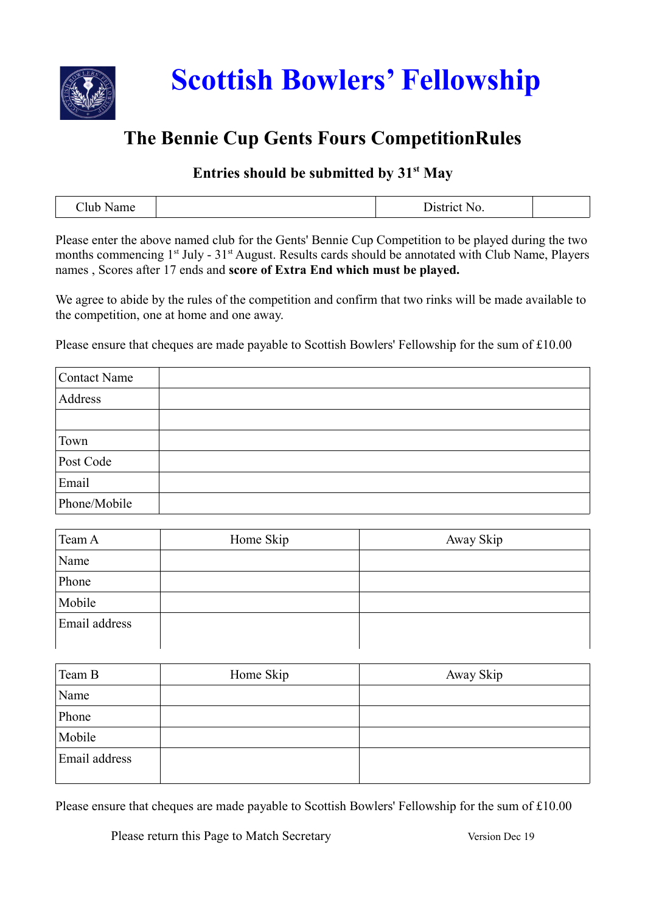# Scottish Bowlers' Fellowship

## The Bennie Cup Gents Fours CompetitionRules

### Entries should be submitted by 31st May

| | | | |
|---|---|---|---|
| Club Name | | District No. | |

Please enter the above named club for the Gents' Bennie Cup Competition to be played during the two months commencing 1st July - 31st August. Results cards should be annotated with Club Name, Players names , Scores after 17 ends and **score of Extra End which must be played.**

We agree to abide by the rules of the competition and confirm that two rinks will be made available to the competition, one at home and one away.

Please ensure that cheques are made payable to Scottish Bowlers' Fellowship for the sum of £10.00

| | |
|---|---|
| Contact Name | |
| Address | |
| | |
| Town | |
| Post Code | |
| Email | |
| Phone/Mobile | |

| Team A | Home Skip | Away Skip |
|---|---|---|
| Name | | |
| Phone | | |
| Mobile | | |
| Email address | | |

| Team B | Home Skip | Away Skip |
|---|---|---|
| Name | | |
| Phone | | |
| Mobile | | |
| Email address | | |

Please ensure that cheques are made payable to Scottish Bowlers' Fellowship for the sum of £10.00

Please return this Page to Match Secretary

Version Dec 19